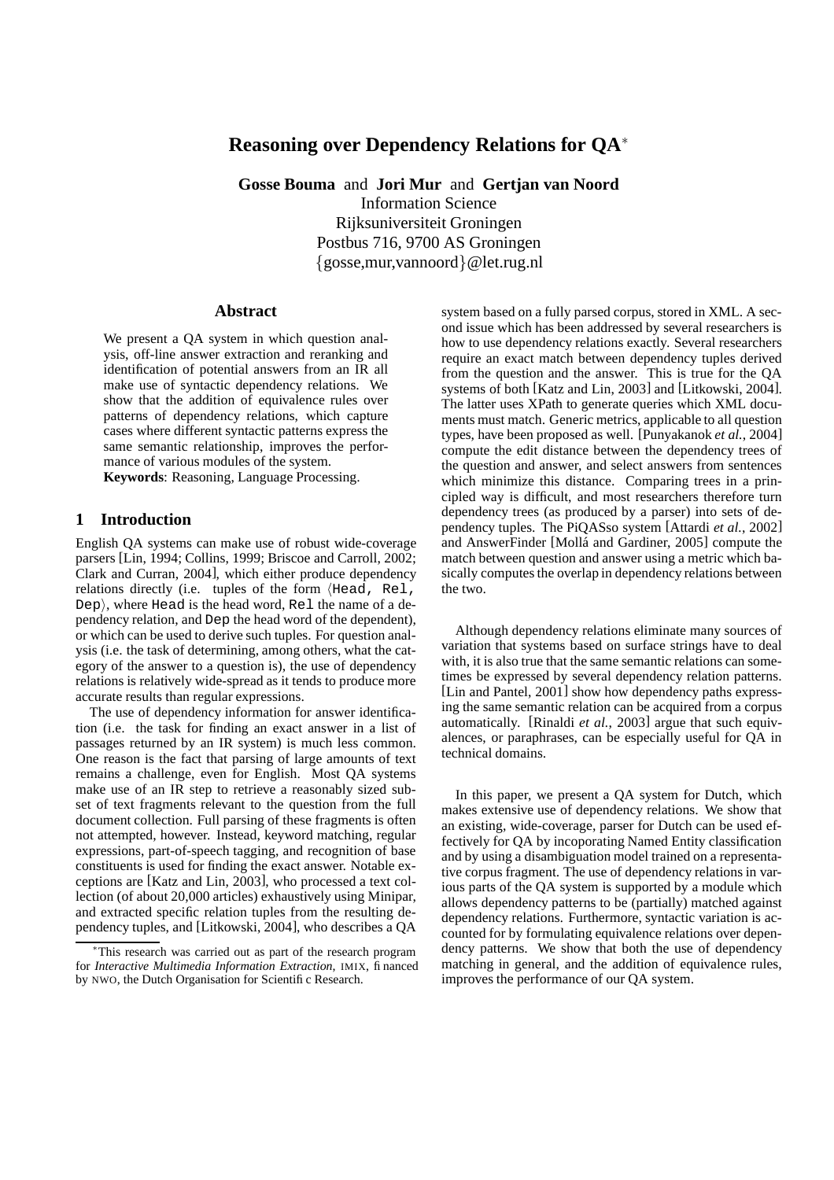# Reasoning over Dependency Relations for QA*

**Gosse Bouma** and **Jori Mur** and **Gertjan van Noord**
Information Science
Rijksuniversiteit Groningen
Postbus 716, 9700 AS Groningen
{gosse,mur,vannoord}@let.rug.nl

## Abstract

We present a QA system in which question analysis, off-line answer extraction and reranking and identification of potential answers from an IR all make use of syntactic dependency relations. We show that the addition of equivalence rules over patterns of dependency relations, which capture cases where different syntactic patterns express the same semantic relationship, improves the performance of various modules of the system.

**Keywords**: Reasoning, Language Processing.

## 1 Introduction

English QA systems can make use of robust wide-coverage parsers [Lin, 1994; Collins, 1999; Briscoe and Carroll, 2002; Clark and Curran, 2004], which either produce dependency relations directly (i.e. tuples of the form ⟨`Head, Rel, Dep`⟩, where `Head` is the head word, `Rel` the name of a dependency relation, and `Dep` the head word of the dependent), or which can be used to derive such tuples. For question analysis (i.e. the task of determining, among others, what the category of the answer to a question is), the use of dependency relations is relatively wide-spread as it tends to produce more accurate results than regular expressions.

The use of dependency information for answer identification (i.e. the task for finding an exact answer in a list of passages returned by an IR system) is much less common. One reason is the fact that parsing of large amounts of text remains a challenge, even for English. Most QA systems make use of an IR step to retrieve a reasonably sized subset of text fragments relevant to the question from the full document collection. Full parsing of these fragments is often not attempted, however. Instead, keyword matching, regular expressions, part-of-speech tagging, and recognition of base constituents is used for finding the exact answer. Notable exceptions are [Katz and Lin, 2003], who processed a text collection (of about 20,000 articles) exhaustively using Minipar, and extracted specific relation tuples from the resulting dependency tuples, and [Litkowski, 2004], who describes a QA system based on a fully parsed corpus, stored in XML. A second issue which has been addressed by several researchers is how to use dependency relations exactly. Several researchers require an exact match between dependency tuples derived from the question and the answer. This is true for the QA systems of both [Katz and Lin, 2003] and [Litkowski, 2004]. The latter uses XPath to generate queries which XML documents must match. Generic metrics, applicable to all question types, have been proposed as well. [Punyakanok *et al.*, 2004] compute the edit distance between the dependency trees of the question and answer, and select answers from sentences which minimize this distance. Comparing trees in a principled way is difficult, and most researchers therefore turn dependency trees (as produced by a parser) into sets of dependency tuples. The PiQASso system [Attardi *et al.*, 2002] and AnswerFinder [Mollá and Gardiner, 2005] compute the match between question and answer using a metric which basically computes the overlap in dependency relations between the two.

Although dependency relations eliminate many sources of variation that systems based on surface strings have to deal with, it is also true that the same semantic relations can sometimes be expressed by several dependency relation patterns. [Lin and Pantel, 2001] show how dependency paths expressing the same semantic relation can be acquired from a corpus automatically. [Rinaldi *et al.*, 2003] argue that such equivalences, or paraphrases, can be especially useful for QA in technical domains.

In this paper, we present a QA system for Dutch, which makes extensive use of dependency relations. We show that an existing, wide-coverage, parser for Dutch can be used effectively for QA by incoporating Named Entity classification and by using a disambiguation model trained on a representative corpus fragment. The use of dependency relations in various parts of the QA system is supported by a module which allows dependency patterns to be (partially) matched against dependency relations. Furthermore, syntactic variation is accounted for by formulating equivalence relations over dependency patterns. We show that both the use of dependency matching in general, and the addition of equivalence rules, improves the performance of our QA system.

*This research was carried out as part of the research program for *Interactive Multimedia Information Extraction*, IMIX, financed by NWO, the Dutch Organisation for Scientific Research.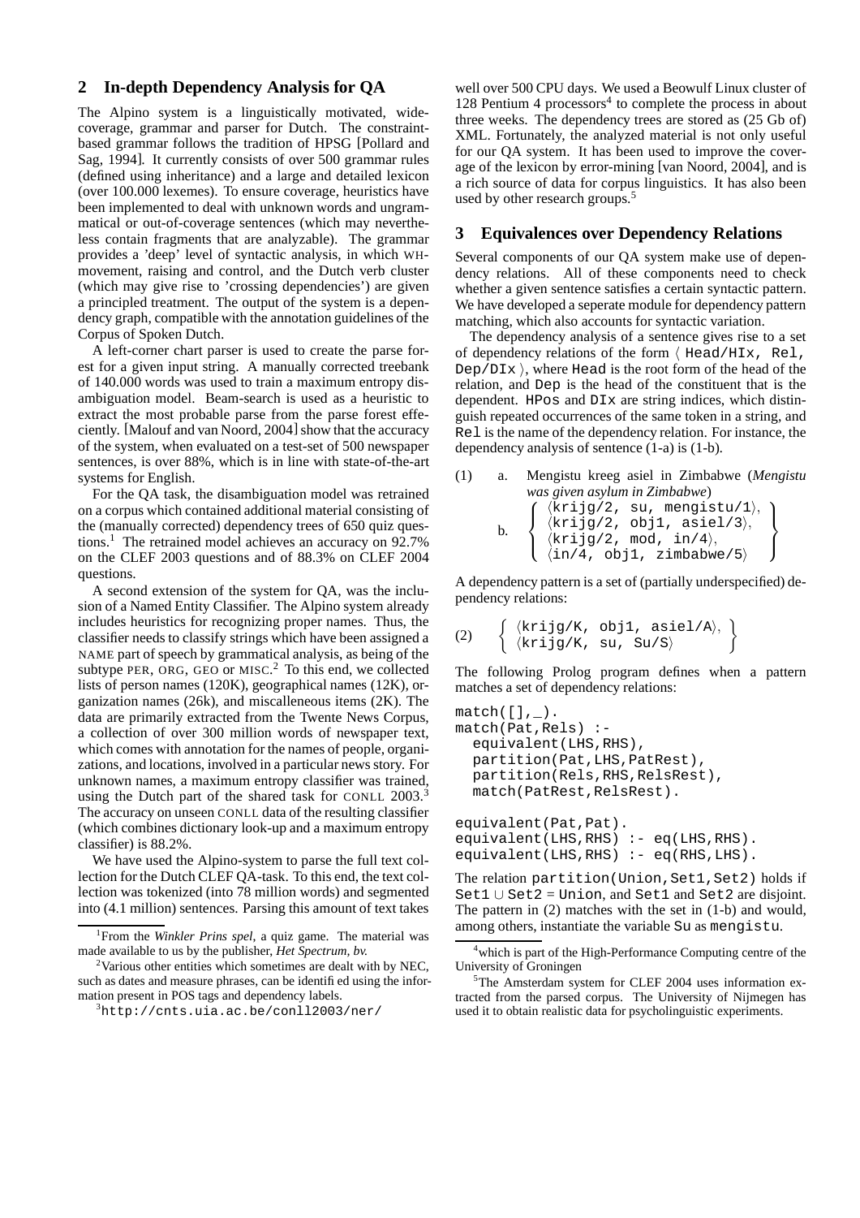## 2 In-depth Dependency Analysis for QA

The Alpino system is a linguistically motivated, wide-coverage, grammar and parser for Dutch. The constraint-based grammar follows the tradition of HPSG [Pollard and Sag, 1994]. It currently consists of over 500 grammar rules (defined using inheritance) and a large and detailed lexicon (over 100.000 lexemes). To ensure coverage, heuristics have been implemented to deal with unknown words and ungrammatical or out-of-coverage sentences (which may nevertheless contain fragments that are analyzable). The grammar provides a 'deep' level of syntactic analysis, in which WH-movement, raising and control, and the Dutch verb cluster (which may give rise to 'crossing dependencies') are given a principled treatment. The output of the system is a dependency graph, compatible with the annotation guidelines of the Corpus of Spoken Dutch.

A left-corner chart parser is used to create the parse forest for a given input string. A manually corrected treebank of 140.000 words was used to train a maximum entropy disambiguation model. Beam-search is used as a heuristic to extract the most probable parse from the parse forest effeciently. [Malouf and van Noord, 2004] show that the accuracy of the system, when evaluated on a test-set of 500 newspaper sentences, is over 88%, which is in line with state-of-the-art systems for English.

For the QA task, the disambiguation model was retrained on a corpus which contained additional material consisting of the (manually corrected) dependency trees of 650 quiz questions.[1] The retrained model achieves an accuracy on 92.7% on the CLEF 2003 questions and of 88.3% on CLEF 2004 questions.

A second extension of the system for QA, was the inclusion of a Named Entity Classifier. The Alpino system already includes heuristics for recognizing proper names. Thus, the classifier needs to classify strings which have been assigned a NAME part of speech by grammatical analysis, as being of the subtype PER, ORG, GEO or MISC.[2] To this end, we collected lists of person names (120K), geographical names (12K), organization names (26k), and miscalleneous items (2K). The data are primarily extracted from the Twente News Corpus, a collection of over 300 million words of newspaper text, which comes with annotation for the names of people, organizations, and locations, involved in a particular news story. For unknown names, a maximum entropy classifier was trained, using the Dutch part of the shared task for CONLL 2003.[3] The accuracy on unseen CONLL data of the resulting classifier (which combines dictionary look-up and a maximum entropy classifier) is 88.2%.

We have used the Alpino-system to parse the full text collection for the Dutch CLEF QA-task. To this end, the text collection was tokenized (into 78 million words) and segmented into (4.1 million) sentences. Parsing this amount of text takes well over 500 CPU days. We used a Beowulf Linux cluster of 128 Pentium 4 processors[4] to complete the process in about three weeks. The dependency trees are stored as (25 Gb of) XML. Fortunately, the analyzed material is not only useful for our QA system. It has been used to improve the coverage of the lexicon by error-mining [van Noord, 2004], and is a rich source of data for corpus linguistics. It has also been used by other research groups.[5]

[1] From the *Winkler Prins spel*, a quiz game. The material was made available to us by the publisher, *Het Spectrum, bv.*

[2] Various other entities which sometimes are dealt with by NEC, such as dates and measure phrases, can be identified using the information present in POS tags and dependency labels.

[3] http://cnts.uia.ac.be/conll2003/ner/

[4] which is part of the High-Performance Computing centre of the University of Groningen

[5] The Amsterdam system for CLEF 2004 uses information extracted from the parsed corpus. The University of Nijmegen has used it to obtain realistic data for psycholinguistic experiments.

## 3 Equivalences over Dependency Relations

Several components of our QA system make use of dependency relations. All of these components need to check whether a given sentence satisfies a certain syntactic pattern. We have developed a seperate module for dependency pattern matching, which also accounts for syntactic variation.

The dependency analysis of a sentence gives rise to a set of dependency relations of the form ⟨ Head/HIx, Rel, Dep/DIx ⟩, where Head is the root form of the head of the relation, and Dep is the head of the constituent that is the dependent. HPos and DIx are string indices, which distinguish repeated occurrences of the same token in a string, and Rel is the name of the dependency relation. For instance, the dependency analysis of sentence (1-a) is (1-b).

(1) a. Mengistu kreeg asiel in Zimbabwe (*Mengistu was given asylum in Zimbabwe*)

b. { ⟨krijg/2, su, mengistu/1⟩, ⟨krijg/2, obj1, asiel/3⟩, ⟨krijg/2, mod, in/4⟩, ⟨in/4, obj1, zimbabwe/5⟩ }

A dependency pattern is a set of (partially underspecified) dependency relations:

(2) { ⟨krijg/K, obj1, asiel/A⟩, ⟨krijg/K, su, Su/S⟩ }

The following Prolog program defines when a pattern matches a set of dependency relations:

```
match([],_).
match(Pat,Rels) :-
  equivalent(LHS,RHS),
  partition(Pat,LHS,PatRest),
  partition(Rels,RHS,RelsRest),
  match(PatRest,RelsRest).

equivalent(Pat,Pat).
equivalent(LHS,RHS) :- eq(LHS,RHS).
equivalent(LHS,RHS) :- eq(RHS,LHS).
```

The relation partition(Union,Set1,Set2) holds if Set1 ∪ Set2 = Union, and Set1 and Set2 are disjoint. The pattern in (2) matches with the set in (1-b) and would, among others, instantiate the variable Su as mengistu.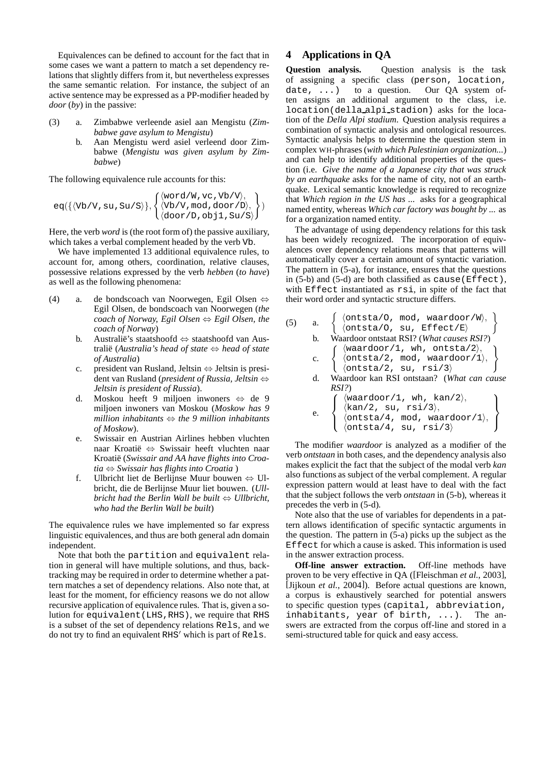Equivalences can be defined to account for the fact that in some cases we want a pattern to match a set dependency relations that slightly differs from it, but nevertheless expresses the same semantic relation. For instance, the subject of an active sentence may be expressed as a PP-modifier headed by *door* (*by*) in the passive:

(3) a. Zimbabwe verleende asiel aan Mengistu (*Zimbabwe gave asylum to Mengistu*)

b. Aan Mengistu werd asiel verleend door Zimbabwe (*Mengistu was given asylum by Zimbabwe*)

The following equivalence rule accounts for this:

$$\texttt{eq}(\{\langle\texttt{Vb/V,su,Su/S}\rangle\}, \left\{\begin{array}{l}\langle\texttt{word/W,vc,Vb/V}\rangle,\\ \langle\texttt{Vb/V,mod,door/D}\rangle,\\ \langle\texttt{door/D,obj1,Su/S}\rangle\end{array}\right\})$$

Here, the verb *word* is (the root form of) the passive auxiliary, which takes a verbal complement headed by the verb `Vb`.

We have implemented 13 additional equivalence rules, to account for, among others, coordination, relative clauses, possessive relations expressed by the verb *hebben* (*to have*) as well as the following phenomena:

(4) a. de bondscoach van Noorwegen, Egil Olsen ⇔ Egil Olsen, de bondscoach van Noorwegen (*the coach of Norway, Egil Olsen ⇔ Egil Olsen, the coach of Norway*)

b. Australië's staatshoofd ⇔ staatshoofd van Australië (*Australia's head of state ⇔ head of state of Australia*)

c. president van Rusland, Jeltsin ⇔ Jeltsin is president van Rusland (*president of Russia, Jeltsin ⇔ Jeltsin is president of Russia*).

d. Moskou heeft 9 miljoen inwoners ⇔ de 9 miljoen inwoners van Moskou (*Moskow has 9 million inhabitants ⇔ the 9 million inhabitants of Moskow*).

e. Swissair en Austrian Airlines hebben vluchten naar Kroatië ⇔ Swissair heeft vluchten naar Kroatië (*Swissair and AA have flights into Croatia ⇔ Swissair has flights into Croatia* )

f. Ulbricht liet de Berlijnse Muur bouwen ⇔ Ulbricht, die de Berlijnse Muur liet bouwen. (*Ullbricht had the Berlin Wall be built ⇔ Ullbricht, who had the Berlin Wall be built*)

The equivalence rules we have implemented so far express linguistic equivalences, and thus are both general adn domain independent.

Note that both the `partition` and `equivalent` relation in general will have multiple solutions, and thus, backtracking may be required in order to determine whether a pattern matches a set of dependency relations. Also note that, at least for the moment, for efficiency reasons we do not allow recursive application of equivalence rules. That is, given a solution for `equivalent(LHS,RHS)`, we require that `RHS` is a subset of the set of dependency relations `Rels`, and we do not try to find an equivalent `RHS′` which is part of `Rels`.

## 4 Applications in QA

**Question analysis.** Question analysis is the task of assigning a specific class (`person, location, date, ...`) to a question. Our QA system often assigns an additional argument to the class, i.e. `location(della_alpi_stadion)` asks for the location of the *Della Alpi stadium*. Question analysis requires a combination of syntactic analysis and ontological resources. Syntactic analysis helps to determine the question stem in complex WH-phrases (*with which Palestinian organization...*) and can help to identify additional properties of the question (i.e. *Give the name of a Japanese city that was struck by an earthquake* asks for the name of city, not of an earthquake. Lexical semantic knowledge is required to recognize that *Which region in the US has ...* asks for a geographical named entity, whereas *Which car factory was bought by ...* as for a organization named entity.

The advantage of using dependency relations for this task has been widely recognized. The incorporation of equivalences over dependency relations means that patterns will automatically cover a certain amount of syntactic variation. The pattern in (5-a), for instance, ensures that the questions in (5-b) and (5-d) are both classified as `cause(Effect)`, with `Effect` instantiated as `rsi`, in spite of the fact that their word order and syntactic structure differs.

(5) a. $\left\{\begin{array}{l}\langle\texttt{ontsta/O, mod, waardoor/W}\rangle,\\ \langle\texttt{ontsta/O, su, Effect/E}\rangle\end{array}\right\}$

b. Waardoor ontstaat RSI? (*What causes RSI?*)

c. $\left\{\begin{array}{l}\langle\texttt{waardoor/1, wh, ontsta/2}\rangle,\\ \langle\texttt{ontsta/2, mod, waardoor/1}\rangle,\\ \langle\texttt{ontsta/2, su, rsi/3}\rangle\end{array}\right\}$

d. Waardoor kan RSI ontstaan? (*What can cause RSI?*)

e. $\left\{\begin{array}{l}\langle\texttt{waardoor/1, wh, kan/2}\rangle,\\ \langle\texttt{kan/2, su, rsi/3}\rangle,\\ \langle\texttt{ontsta/4, mod, waardoor/1}\rangle,\\ \langle\texttt{ontsta/4, su, rsi/3}\rangle\end{array}\right\}$

The modifier *waardoor* is analyzed as a modifier of the verb *ontstaan* in both cases, and the dependency analysis also makes explicit the fact that the subject of the modal verb *kan* also functions as subject of the verbal complement. A regular expression pattern would at least have to deal with the fact that the subject follows the verb *ontstaan* in (5-b), whereas it precedes the verb in (5-d).

Note also that the use of variables for dependents in a pattern allows identification of specific syntactic arguments in the question. The pattern in (5-a) picks up the subject as the `Effect` for which a cause is asked. This information is used in the answer extraction process.

**Off-line answer extraction.** Off-line methods have proven to be very effective in QA ([Fleischman *et al.*, 2003], [Jijkoun *et al.*, 2004]). Before actual questions are known, a corpus is exhaustively searched for potential answers to specific question types (`capital, abbreviation, inhabitants, year of birth, ...`). The answers are extracted from the corpus off-line and stored in a semi-structured table for quick and easy access.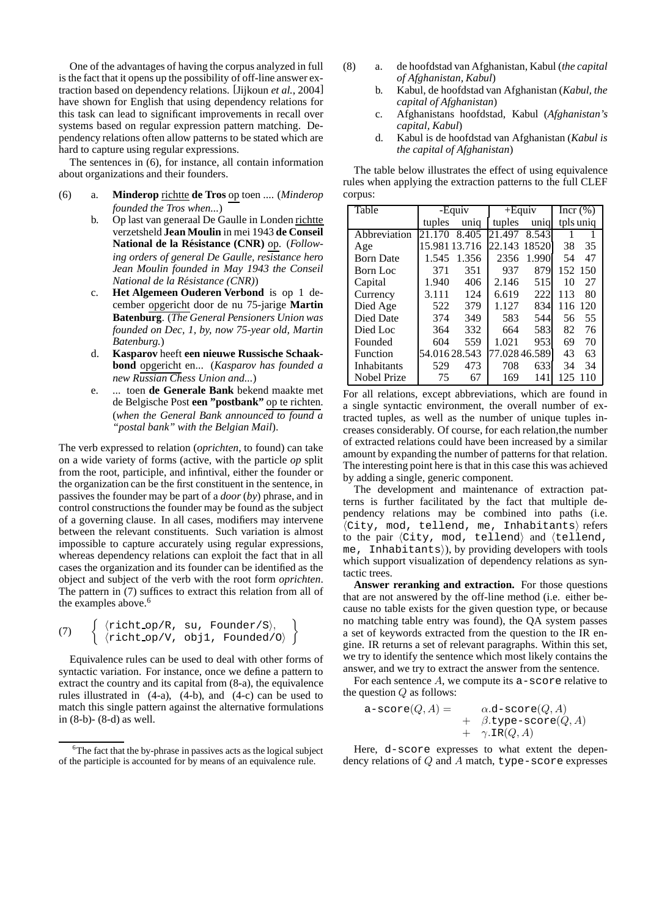One of the advantages of having the corpus analyzed in full is the fact that it opens up the possibility of off-line answer extraction based on dependency relations. [Jijkoun *et al.*, 2004] have shown for English that using dependency relations for this task can lead to significant improvements in recall over systems based on regular expression pattern matching. Dependency relations often allow patterns to be stated which are hard to capture using regular expressions.

The sentences in (6), for instance, all contain information about organizations and their founders.

(6) a. **Minderop** richtte **de Tros** op toen .... (*Minderop founded the Tros when...*)

b. Op last van generaal De Gaulle in Londen richtte verzetsheld **Jean Moulin** in mei 1943 **de Conseil National de la Résistance (CNR)** op. (*Following orders of general De Gaulle, resistance hero Jean Moulin founded in May 1943 the Conseil National de la Résistance (CNR)*)

c. **Het Algemeen Ouderen Verbond** is op 1 december opgericht door de nu 75-jarige **Martin Batenburg**. (*The General Pensioners Union was founded on Dec, 1, by, now 75-year old, Martin Batenburg.*)

d. **Kasparov** heeft **een nieuwe Russische Schaakbond** opgericht en... (*Kasparov has founded a new Russian Chess Union and...*)

e. ... toen **de Generale Bank** bekend maakte met de Belgische Post **een "postbank"** op te richten. (*when the General Bank announced to found a "postal bank" with the Belgian Mail*).

The verb expressed to relation (*oprichten*, to found) can take on a wide variety of forms (active, with the particle *op* split from the root, participle, and infintival, either the founder or the organization can be the first constituent in the sentence, in passives the founder may be part of a *door* (*by*) phrase, and in control constructions the founder may be found as the subject of a governing clause. In all cases, modifiers may intervene between the relevant constituents. Such variation is almost impossible to capture accurately using regular expressions, whereas dependency relations can exploit the fact that in all cases the organization and its founder can be identified as the object and subject of the verb with the root form *oprichten*. The pattern in (7) suffices to extract this relation from all of the examples above.[6]

(7) $\left\{ \begin{array}{l} \langle \texttt{richt\_op/R, su, Founder/S} \rangle, \\ \langle \texttt{richt\_op/V, obj1, Founded/O} \rangle \end{array} \right\}$

Equivalence rules can be used to deal with other forms of syntactic variation. For instance, once we define a pattern to extract the country and its capital from (8-a), the equivalence rules illustrated in (4-a), (4-b), and (4-c) can be used to match this single pattern against the alternative formulations in (8-b)- (8-d) as well.

[6] The fact that the by-phrase in passives acts as the logical subject of the participle is accounted for by means of an equivalence rule.

(8) a. de hoofdstad van Afghanistan, Kabul (*the capital of Afghanistan, Kabul*)

b. Kabul, de hoofdstad van Afghanistan (*Kabul, the capital of Afghanistan*)

c. Afghanistans hoofdstad, Kabul (*Afghanistan's capital, Kabul*)

d. Kabul is de hoofdstad van Afghanistan (*Kabul is the capital of Afghanistan*)

The table below illustrates the effect of using equivalence rules when applying the extraction patterns to the full CLEF corpus:

| Table | -Equiv | | +Equiv | | Incr (%) | |
|---|---|---|---|---|---|---|
| | tuples | uniq | tuples | uniq | tpls | uniq |
| Abbreviation | 21.170 | 8.405 | 21.497 | 8.543 | 1 | 1 |
| Age | 15.981 | 13.716 | 22.143 | 18520 | 38 | 35 |
| Born Date | 1.545 | 1.356 | 2356 | 1.990 | 54 | 47 |
| Born Loc | 371 | 351 | 937 | 879 | 152 | 150 |
| Capital | 1.940 | 406 | 2.146 | 515 | 10 | 27 |
| Currency | 3.111 | 124 | 6.619 | 222 | 113 | 80 |
| Died Age | 522 | 379 | 1.127 | 834 | 116 | 120 |
| Died Date | 374 | 349 | 583 | 544 | 56 | 55 |
| Died Loc | 364 | 332 | 664 | 583 | 82 | 76 |
| Founded | 604 | 559 | 1.021 | 953 | 69 | 70 |
| Function | 54.016 | 28.543 | 77.028 | 46.589 | 43 | 63 |
| Inhabitants | 529 | 473 | 708 | 633 | 34 | 34 |
| Nobel Prize | 75 | 67 | 169 | 141 | 125 | 110 |

For all relations, except abbreviations, which are found in a single syntactic environment, the overall number of extracted tuples, as well as the number of unique tuples increases considerably. Of course, for each relation,the number of extracted relations could have been increased by a similar amount by expanding the number of patterns for that relation. The interesting point here is that in this case this was achieved by adding a single, generic component.

The development and maintenance of extraction patterns is further facilitated by the fact that multiple dependency relations may be combined into paths (i.e. $\langle$`City, mod, tellend, me, Inhabitants`$\rangle$ refers to the pair $\langle$`City, mod, tellend`$\rangle$ and $\langle$`tellend, me, Inhabitants`$\rangle$), by providing developers with tools which support visualization of dependency relations as syntactic trees.

**Answer reranking and extraction.** For those questions that are not answered by the off-line method (i.e. either because no table exists for the given question type, or because no matching table entry was found), the QA system passes a set of keywords extracted from the question to the IR engine. IR returns a set of relevant paragraphs. Within this set, we try to identify the sentence which most likely contains the answer, and we try to extract the answer from the sentence.

For each sentence $A$, we compute its `a-score` relative to the question $Q$ as follows:

$$\begin{aligned} \texttt{a-score}(Q, A) = \quad & \alpha.\texttt{d-score}(Q, A) \\ + \quad & \beta.\texttt{type-score}(Q, A) \\ + \quad & \gamma.\texttt{IR}(Q, A) \end{aligned}$$

Here, `d-score` expresses to what extent the dependency relations of $Q$ and $A$ match, `type-score` expresses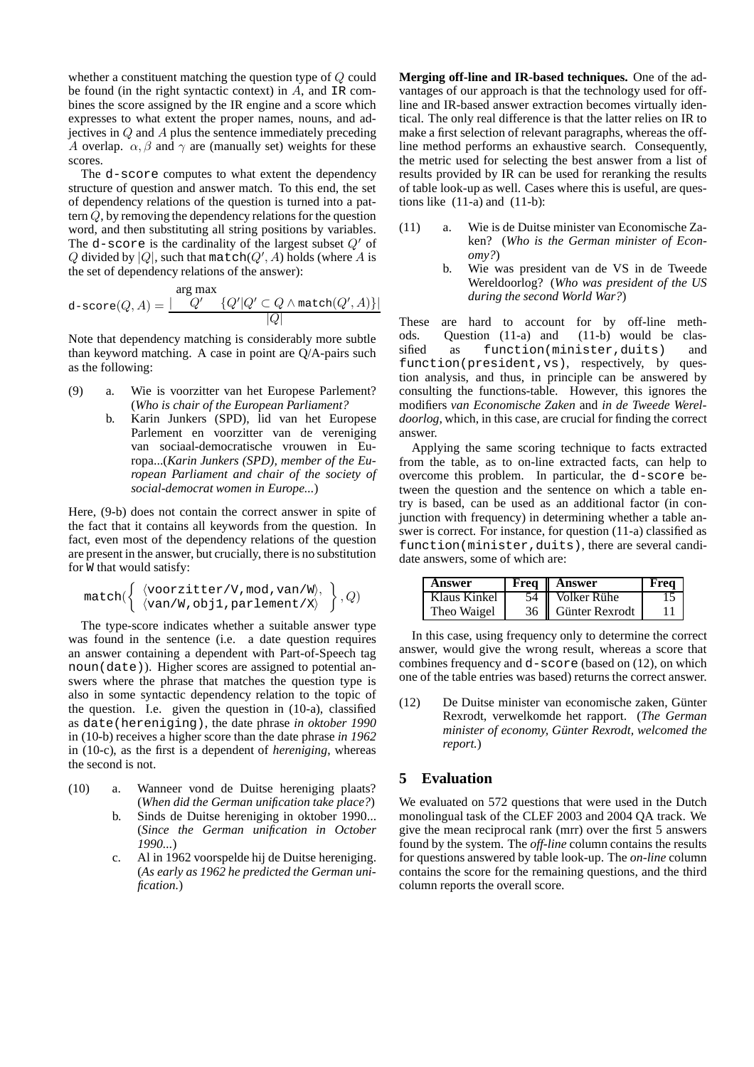whether a constituent matching the question type of $Q$ could be found (in the right syntactic context) in $A$, and IR combines the score assigned by the IR engine and a score which expresses to what extent the proper names, nouns, and adjectives in $Q$ and $A$ plus the sentence immediately preceding $A$ overlap. $\alpha, \beta$ and $\gamma$ are (manually set) weights for these scores.

The d-score computes to what extent the dependency structure of question and answer match. To this end, the set of dependency relations of the question is turned into a pattern $Q$, by removing the dependency relations for the question word, and then substituting all string positions by variables. The d-score is the cardinality of the largest subset $Q'$ of $Q$ divided by $|Q|$, such that $\mathtt{match}(Q', A)$ holds (where $A$ is the set of dependency relations of the answer):

$$\mathtt{d\text{-}score}(Q, A) = \frac{|\underset{Q'}{\arg\max} \quad \{Q' | Q' \subset Q \wedge \mathtt{match}(Q', A)\}|}{|Q|}$$

Note that dependency matching is considerably more subtle than keyword matching. A case in point are Q/A-pairs such as the following:

(9) a. Wie is voorzitter van het Europese Parlement? (*Who is chair of the European Parliament?*)

b. Karin Junkers (SPD), lid van het Europese Parlement en voorzitter van de vereniging van sociaal-democratische vrouwen in Europa...(*Karin Junkers (SPD), member of the European Parliament and chair of the society of social-democrat women in Europe...*)

Here, (9-b) does not contain the correct answer in spite of the fact that it contains all keywords from the question. In fact, even most of the dependency relations of the question are present in the answer, but crucially, there is no substitution for W that would satisfy:

$$\mathtt{match}(\left\{ \begin{array}{l} \langle \mathtt{voorzitter/V,mod,van/W} \rangle, \\ \langle \mathtt{van/W,obj1,parlement/X} \rangle \end{array} \right\}, Q)$$

The type-score indicates whether a suitable answer type was found in the sentence (i.e. a date question requires an answer containing a dependent with Part-of-Speech tag noun(date)). Higher scores are assigned to potential answers where the phrase that matches the question type is also in some syntactic dependency relation to the topic of the question. I.e. given the question in (10-a), classified as date(hereniging), the date phrase *in oktober 1990* in (10-b) receives a higher score than the date phrase *in 1962* in (10-c), as the first is a dependent of *hereniging*, whereas the second is not.

(10) a. Wanneer vond de Duitse hereniging plaats? (*When did the German unification take place?*)

b. Sinds de Duitse hereniging in oktober 1990... (*Since the German unification in October 1990...*)

c. Al in 1962 voorspelde hij de Duitse hereniging. (*As early as 1962 he predicted the German unification.*)

**Merging off-line and IR-based techniques.** One of the advantages of our approach is that the technology used for off-line and IR-based answer extraction becomes virtually identical. The only real difference is that the latter relies on IR to make a first selection of relevant paragraphs, whereas the off-line method performs an exhaustive search. Consequently, the metric used for selecting the best answer from a list of results provided by IR can be used for reranking the results of table look-up as well. Cases where this is useful, are questions like (11-a) and (11-b):

(11) a. Wie is de Duitse minister van Economische Zaken? (*Who is the German minister of Economy?*)

b. Wie was president van de VS in de Tweede Wereldoorlog? (*Who was president of the US during the second World War?*)

These are hard to account for by off-line methods. Question (11-a) and (11-b) would be classified as function(minister,duits) and function(president,vs), respectively, by question analysis, and thus, in principle can be answered by consulting the functions-table. However, this ignores the modifiers *van Economische Zaken* and *in de Tweede Wereldoorlog*, which, in this case, are crucial for finding the correct answer.

Applying the same scoring technique to facts extracted from the table, as to on-line extracted facts, can help to overcome this problem. In particular, the d-score between the question and the sentence on which a table entry is based, can be used as an additional factor (in conjunction with frequency) in determining whether a table answer is correct. For instance, for question (11-a) classified as function(minister,duits), there are several candidate answers, some of which are:

| Answer | Freq | Answer | Freq |
|---|---|---|---|
| Klaus Kinkel | 54 | Volker Rühe | 15 |
| Theo Waigel | 36 | Günter Rexrodt | 11 |

In this case, using frequency only to determine the correct answer, would give the wrong result, whereas a score that combines frequency and d-score (based on (12), on which one of the table entries was based) returns the correct answer.

(12) De Duitse minister van economische zaken, Günter Rexrodt, verwelkomde het rapport. (*The German minister of economy, Günter Rexrodt, welcomed the report.*)

## 5 Evaluation

We evaluated on 572 questions that were used in the Dutch monolingual task of the CLEF 2003 and 2004 QA track. We give the mean reciprocal rank (mrr) over the first 5 answers found by the system. The *off-line* column contains the results for questions answered by table look-up. The *on-line* column contains the score for the remaining questions, and the third column reports the overall score.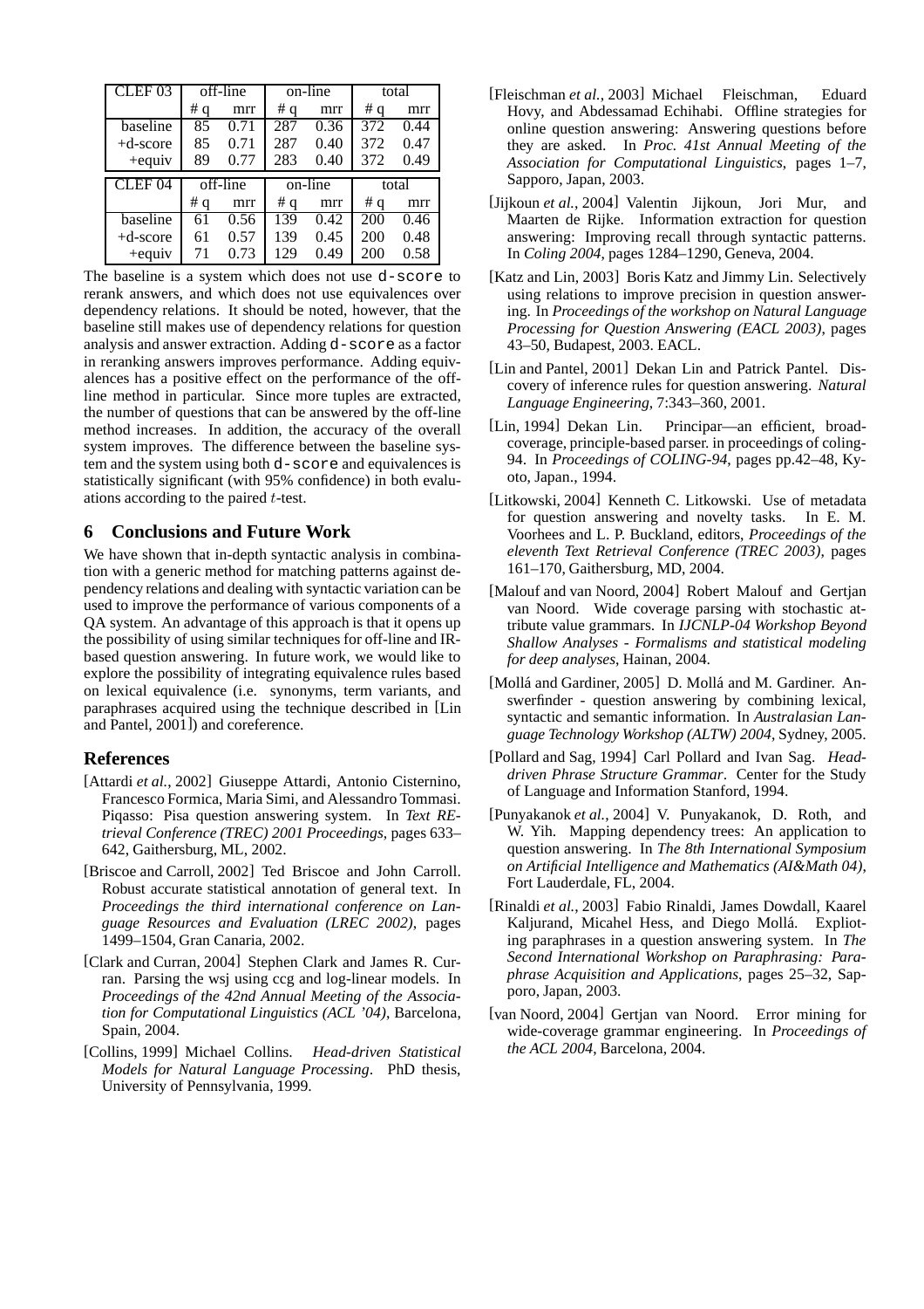| CLEF 03 | off-line | | on-line | | total | |
|---|---|---|---|---|---|---|
| | # q | mrr | # q | mrr | # q | mrr |
| baseline | 85 | 0.71 | 287 | 0.36 | 372 | 0.44 |
| +d-score | 85 | 0.71 | 287 | 0.40 | 372 | 0.47 |
| +equiv | 89 | 0.77 | 283 | 0.40 | 372 | 0.49 |

| CLEF 04 | off-line | | on-line | | total | |
|---|---|---|---|---|---|---|
| | # q | mrr | # q | mrr | # q | mrr |
| baseline | 61 | 0.56 | 139 | 0.42 | 200 | 0.46 |
| +d-score | 61 | 0.57 | 139 | 0.45 | 200 | 0.48 |
| +equiv | 71 | 0.73 | 129 | 0.49 | 200 | 0.58 |

The baseline is a system which does not use `d-score` to rerank answers, and which does not use equivalences over dependency relations. It should be noted, however, that the baseline still makes use of dependency relations for question analysis and answer extraction. Adding `d-score` as a factor in reranking answers improves performance. Adding equivalences has a positive effect on the performance of the off-line method in particular. Since more tuples are extracted, the number of questions that can be answered by the off-line method increases. In addition, the accuracy of the overall system improves. The difference between the baseline system and the system using both `d-score` and equivalences is statistically significant (with 95% confidence) in both evaluations according to the paired $t$-test.

## 6 Conclusions and Future Work

We have shown that in-depth syntactic analysis in combination with a generic method for matching patterns against dependency relations and dealing with syntactic variation can be used to improve the performance of various components of a QA system. An advantage of this approach is that it opens up the possibility of using similar techniques for off-line and IR-based question answering. In future work, we would like to explore the possibility of integrating equivalence rules based on lexical equivalence (i.e. synonyms, term variants, and paraphrases acquired using the technique described in [Lin and Pantel, 2001]) and coreference.

## References

[Attardi *et al.*, 2002] Giuseppe Attardi, Antonio Cisternino, Francesco Formica, Maria Simi, and Alessandro Tommasi. Piqasso: Pisa question answering system. In *Text REtrieval Conference (TREC) 2001 Proceedings*, pages 633–642, Gaithersburg, ML, 2002.

[Briscoe and Carroll, 2002] Ted Briscoe and John Carroll. Robust accurate statistical annotation of general text. In *Proceedings the third international conference on Language Resources and Evaluation (LREC 2002)*, pages 1499–1504, Gran Canaria, 2002.

[Clark and Curran, 2004] Stephen Clark and James R. Curran. Parsing the wsj using ccg and log-linear models. In *Proceedings of the 42nd Annual Meeting of the Association for Computational Linguistics (ACL '04)*, Barcelona, Spain, 2004.

[Collins, 1999] Michael Collins. *Head-driven Statistical Models for Natural Language Processing*. PhD thesis, University of Pennsylvania, 1999.

[Fleischman *et al.*, 2003] Michael Fleischman, Eduard Hovy, and Abdessamad Echihabi. Offline strategies for online question answering: Answering questions before they are asked. In *Proc. 41st Annual Meeting of the Association for Computational Linguistics*, pages 1–7, Sapporo, Japan, 2003.

[Jijkoun *et al.*, 2004] Valentin Jijkoun, Jori Mur, and Maarten de Rijke. Information extraction for question answering: Improving recall through syntactic patterns. In *Coling 2004*, pages 1284–1290, Geneva, 2004.

[Katz and Lin, 2003] Boris Katz and Jimmy Lin. Selectively using relations to improve precision in question answering. In *Proceedings of the workshop on Natural Language Processing for Question Answering (EACL 2003)*, pages 43–50, Budapest, 2003. EACL.

[Lin and Pantel, 2001] Dekan Lin and Patrick Pantel. Discovery of inference rules for question answering. *Natural Language Engineering*, 7:343–360, 2001.

[Lin, 1994] Dekan Lin. Principar—an efficient, broad-coverage, principle-based parser. in proceedings of coling-94. In *Proceedings of COLING-94*, pages pp.42–48, Kyoto, Japan., 1994.

[Litkowski, 2004] Kenneth C. Litkowski. Use of metadata for question answering and novelty tasks. In E. M. Voorhees and L. P. Buckland, editors, *Proceedings of the eleventh Text Retrieval Conference (TREC 2003)*, pages 161–170, Gaithersburg, MD, 2004.

[Malouf and van Noord, 2004] Robert Malouf and Gertjan van Noord. Wide coverage parsing with stochastic attribute value grammars. In *IJCNLP-04 Workshop Beyond Shallow Analyses - Formalisms and statistical modeling for deep analyses*, Hainan, 2004.

[Mollá and Gardiner, 2005] D. Mollá and M. Gardiner. Answerfinder - question answering by combining lexical, syntactic and semantic information. In *Australasian Language Technology Workshop (ALTW) 2004*, Sydney, 2005.

[Pollard and Sag, 1994] Carl Pollard and Ivan Sag. *Head-driven Phrase Structure Grammar*. Center for the Study of Language and Information Stanford, 1994.

[Punyakanok *et al.*, 2004] V. Punyakanok, D. Roth, and W. Yih. Mapping dependency trees: An application to question answering. In *The 8th International Symposium on Artificial Intelligence and Mathematics (AI&Math 04)*, Fort Lauderdale, FL, 2004.

[Rinaldi *et al.*, 2003] Fabio Rinaldi, James Dowdall, Kaarel Kaljurand, Micahel Hess, and Diego Mollá. Expliotting paraphrases in a question answering system. In *The Second International Workshop on Paraphrasing: Paraphrase Acquisition and Applications*, pages 25–32, Sapporo, Japan, 2003.

[van Noord, 2004] Gertjan van Noord. Error mining for wide-coverage grammar engineering. In *Proceedings of the ACL 2004*, Barcelona, 2004.